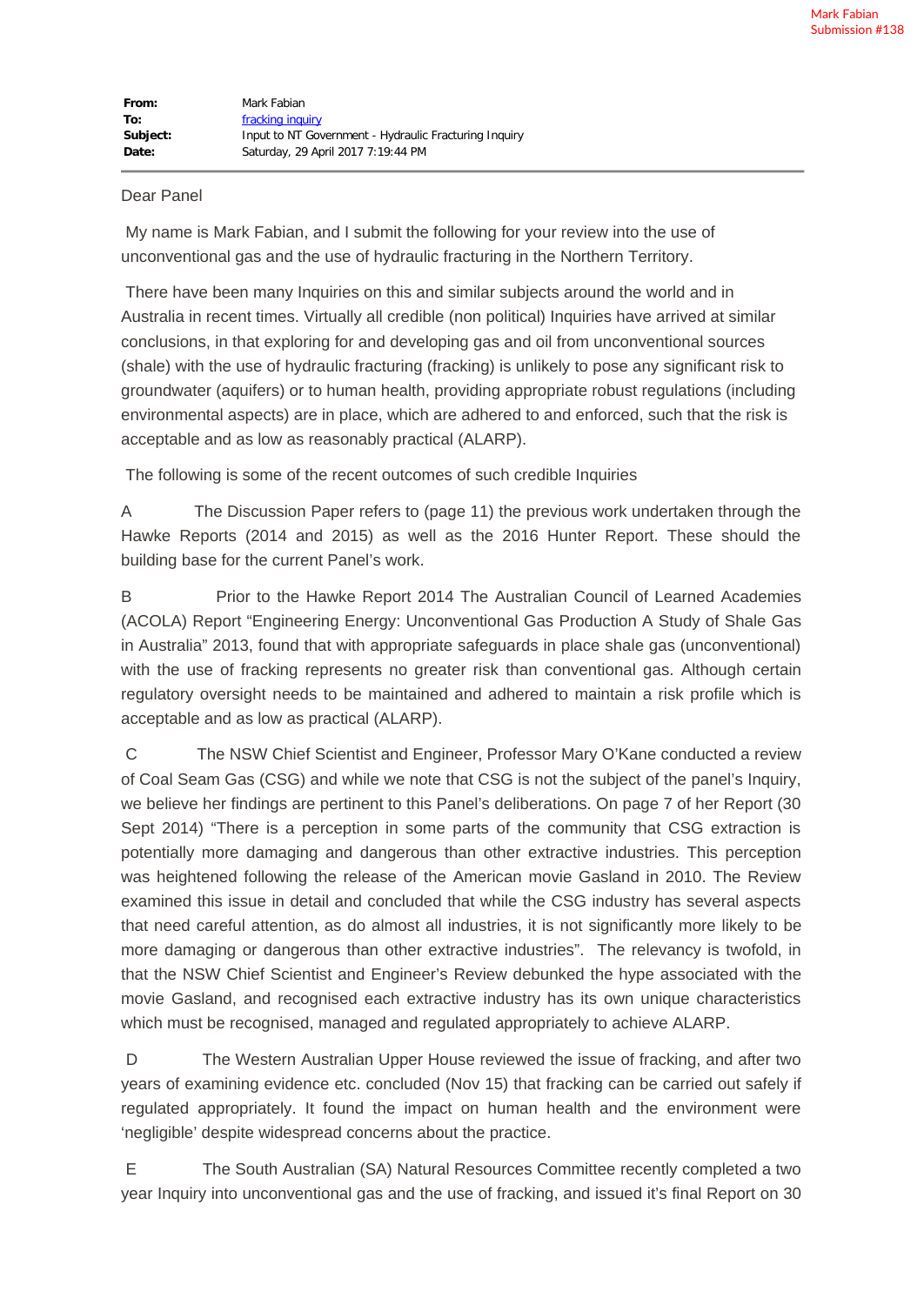Mark Fabian
Submission #138

| | |
|---|---|
| **From:** | Mark Fabian |
| **To:** | fracking inquiry |
| **Subject:** | Input to NT Government - Hydraulic Fracturing Inquiry |
| **Date:** | Saturday, 29 April 2017 7:19:44 PM |

Dear Panel

My name is Mark Fabian, and I submit the following for your review into the use of unconventional gas and the use of hydraulic fracturing in the Northern Territory.

There have been many Inquiries on this and similar subjects around the world and in Australia in recent times. Virtually all credible (non political) Inquiries have arrived at similar conclusions, in that exploring for and developing gas and oil from unconventional sources (shale) with the use of hydraulic fracturing (fracking) is unlikely to pose any significant risk to groundwater (aquifers) or to human health, providing appropriate robust regulations (including environmental aspects) are in place, which are adhered to and enforced, such that the risk is acceptable and as low as reasonably practical (ALARP).

The following is some of the recent outcomes of such credible Inquiries

A The Discussion Paper refers to (page 11) the previous work undertaken through the Hawke Reports (2014 and 2015) as well as the 2016 Hunter Report. These should the building base for the current Panel's work.

B Prior to the Hawke Report 2014 The Australian Council of Learned Academies (ACOLA) Report "Engineering Energy: Unconventional Gas Production A Study of Shale Gas in Australia" 2013, found that with appropriate safeguards in place shale gas (unconventional) with the use of fracking represents no greater risk than conventional gas. Although certain regulatory oversight needs to be maintained and adhered to maintain a risk profile which is acceptable and as low as practical (ALARP).

C The NSW Chief Scientist and Engineer, Professor Mary O'Kane conducted a review of Coal Seam Gas (CSG) and while we note that CSG is not the subject of the panel's Inquiry, we believe her findings are pertinent to this Panel's deliberations. On page 7 of her Report (30 Sept 2014) "There is a perception in some parts of the community that CSG extraction is potentially more damaging and dangerous than other extractive industries. This perception was heightened following the release of the American movie Gasland in 2010. The Review examined this issue in detail and concluded that while the CSG industry has several aspects that need careful attention, as do almost all industries, it is not significantly more likely to be more damaging or dangerous than other extractive industries". The relevancy is twofold, in that the NSW Chief Scientist and Engineer's Review debunked the hype associated with the movie Gasland, and recognised each extractive industry has its own unique characteristics which must be recognised, managed and regulated appropriately to achieve ALARP.

D The Western Australian Upper House reviewed the issue of fracking, and after two years of examining evidence etc. concluded (Nov 15) that fracking can be carried out safely if regulated appropriately. It found the impact on human health and the environment were 'negligible' despite widespread concerns about the practice.

E The South Australian (SA) Natural Resources Committee recently completed a two year Inquiry into unconventional gas and the use of fracking, and issued it's final Report on 30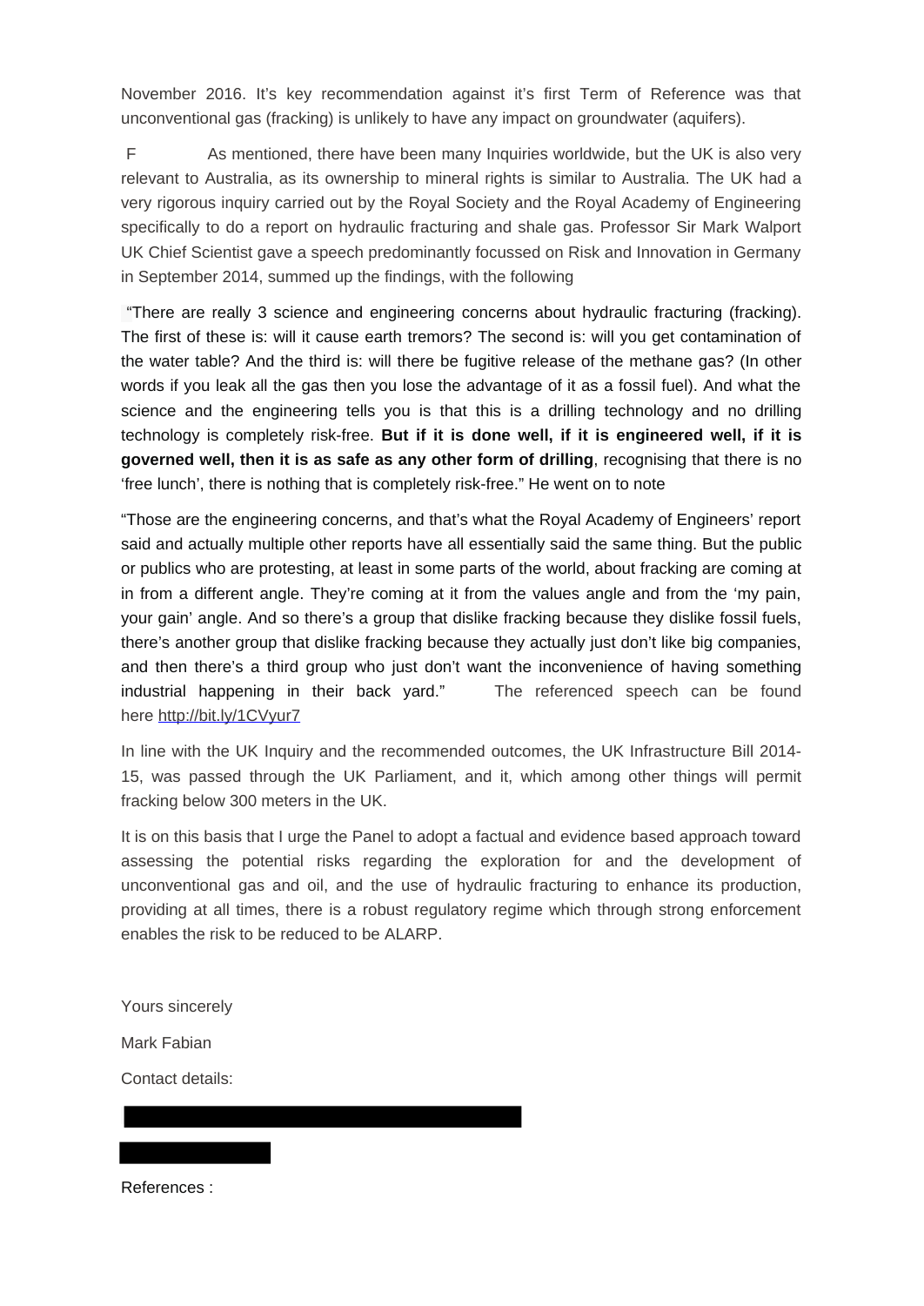November 2016. It's key recommendation against it's first Term of Reference was that unconventional gas (fracking) is unlikely to have any impact on groundwater (aquifers).

F As mentioned, there have been many Inquiries worldwide, but the UK is also very relevant to Australia, as its ownership to mineral rights is similar to Australia. The UK had a very rigorous inquiry carried out by the Royal Society and the Royal Academy of Engineering specifically to do a report on hydraulic fracturing and shale gas. Professor Sir Mark Walport UK Chief Scientist gave a speech predominantly focussed on Risk and Innovation in Germany in September 2014, summed up the findings, with the following

"There are really 3 science and engineering concerns about hydraulic fracturing (fracking). The first of these is: will it cause earth tremors? The second is: will you get contamination of the water table? And the third is: will there be fugitive release of the methane gas? (In other words if you leak all the gas then you lose the advantage of it as a fossil fuel). And what the science and the engineering tells you is that this is a drilling technology and no drilling technology is completely risk-free. **But if it is done well, if it is engineered well, if it is governed well, then it is as safe as any other form of drilling**, recognising that there is no 'free lunch', there is nothing that is completely risk-free." He went on to note

"Those are the engineering concerns, and that's what the Royal Academy of Engineers' report said and actually multiple other reports have all essentially said the same thing. But the public or publics who are protesting, at least in some parts of the world, about fracking are coming at in from a different angle. They're coming at it from the values angle and from the 'my pain, your gain' angle. And so there's a group that dislike fracking because they dislike fossil fuels, there's another group that dislike fracking because they actually just don't like big companies, and then there's a third group who just don't want the inconvenience of having something industrial happening in their back yard." The referenced speech can be found here http://bit.ly/1CVyur7

In line with the UK Inquiry and the recommended outcomes, the UK Infrastructure Bill 2014-15, was passed through the UK Parliament, and it, which among other things will permit fracking below 300 meters in the UK.

It is on this basis that I urge the Panel to adopt a factual and evidence based approach toward assessing the potential risks regarding the exploration for and the development of unconventional gas and oil, and the use of hydraulic fracturing to enhance its production, providing at all times, there is a robust regulatory regime which through strong enforcement enables the risk to be reduced to be ALARP.

Yours sincerely

Mark Fabian

Contact details:

References :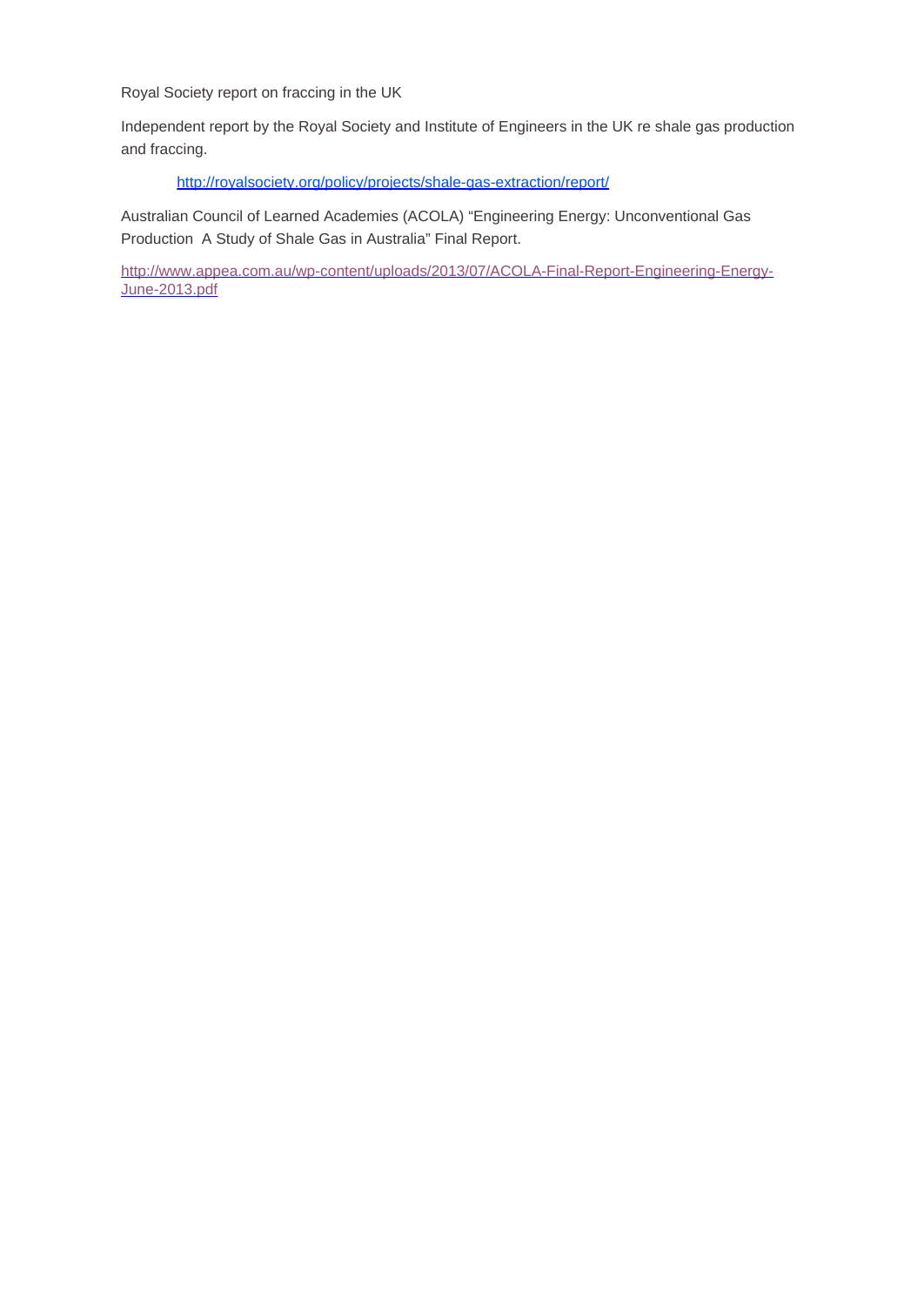Royal Society report on fraccing in the UK

Independent report by the Royal Society and Institute of Engineers in the UK re shale gas production and fraccing.

http://royalsociety.org/policy/projects/shale-gas-extraction/report/

Australian Council of Learned Academies (ACOLA) "Engineering Energy: Unconventional Gas Production  A Study of Shale Gas in Australia" Final Report.

http://www.appea.com.au/wp-content/uploads/2013/07/ACOLA-Final-Report-Engineering-Energy-June-2013.pdf